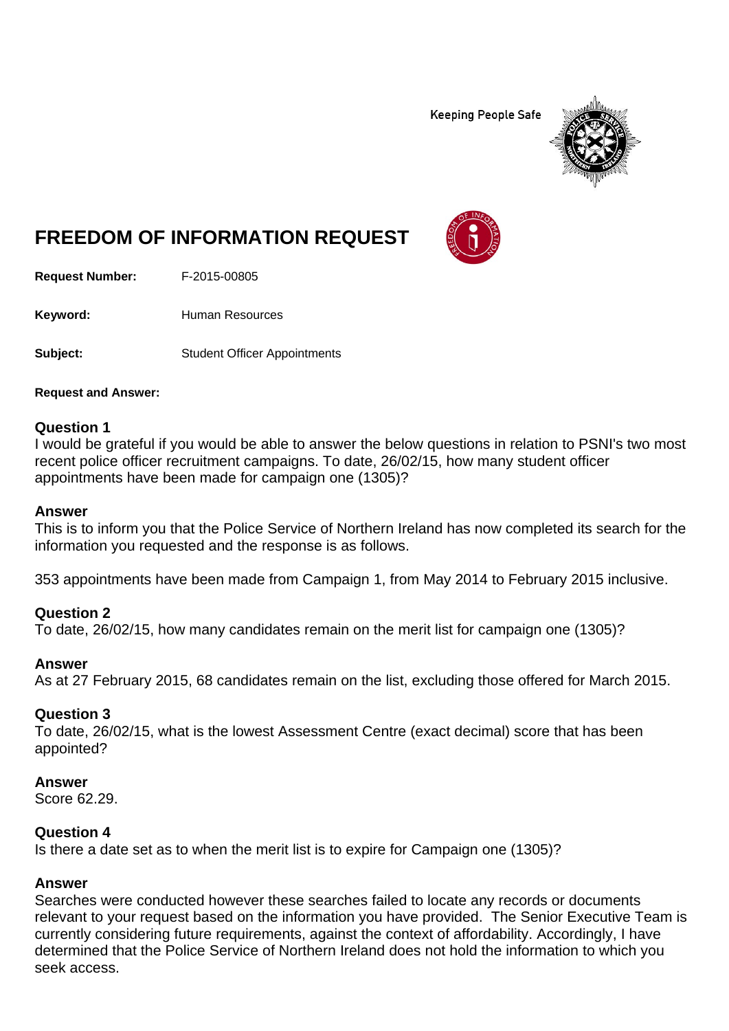Keeping People Safe

# FREEDOM OF INFORMATION REQUEST

**Request Number:** F-2015-00805

**Keyword:** Human Resources

**Subject:** Student Officer Appointments

**Request and Answer:**

### Question 1

I would be grateful if you would be able to answer the below questions in relation to PSNI's two most recent police officer recruitment campaigns. To date, 26/02/15, how many student officer appointments have been made for campaign one (1305)?

### Answer

This is to inform you that the Police Service of Northern Ireland has now completed its search for the information you requested and the response is as follows.

353 appointments have been made from Campaign 1, from May 2014 to February 2015 inclusive.

### Question 2

To date, 26/02/15, how many candidates remain on the merit list for campaign one (1305)?

### Answer

As at 27 February 2015, 68 candidates remain on the list, excluding those offered for March 2015.

### Question 3

To date, 26/02/15, what is the lowest Assessment Centre (exact decimal) score that has been appointed?

### Answer

Score 62.29.

### Question 4

Is there a date set as to when the merit list is to expire for Campaign one (1305)?

### Answer

Searches were conducted however these searches failed to locate any records or documents relevant to your request based on the information you have provided. The Senior Executive Team is currently considering future requirements, against the context of affordability. Accordingly, I have determined that the Police Service of Northern Ireland does not hold the information to which you seek access.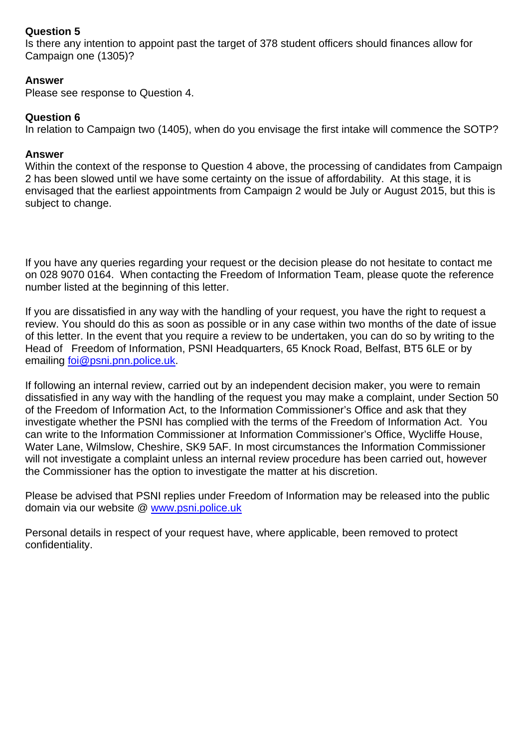**Question 5**
Is there any intention to appoint past the target of 378 student officers should finances allow for Campaign one (1305)?

**Answer**
Please see response to Question 4.

**Question 6**
In relation to Campaign two (1405), when do you envisage the first intake will commence the SOTP?

**Answer**
Within the context of the response to Question 4 above, the processing of candidates from Campaign 2 has been slowed until we have some certainty on the issue of affordability. At this stage, it is envisaged that the earliest appointments from Campaign 2 would be July or August 2015, but this is subject to change.

If you have any queries regarding your request or the decision please do not hesitate to contact me on 028 9070 0164. When contacting the Freedom of Information Team, please quote the reference number listed at the beginning of this letter.

If you are dissatisfied in any way with the handling of your request, you have the right to request a review. You should do this as soon as possible or in any case within two months of the date of issue of this letter. In the event that you require a review to be undertaken, you can do so by writing to the Head of Freedom of Information, PSNI Headquarters, 65 Knock Road, Belfast, BT5 6LE or by emailing foi@psni.pnn.police.uk.

If following an internal review, carried out by an independent decision maker, you were to remain dissatisfied in any way with the handling of the request you may make a complaint, under Section 50 of the Freedom of Information Act, to the Information Commissioner's Office and ask that they investigate whether the PSNI has complied with the terms of the Freedom of Information Act. You can write to the Information Commissioner at Information Commissioner's Office, Wycliffe House, Water Lane, Wilmslow, Cheshire, SK9 5AF. In most circumstances the Information Commissioner will not investigate a complaint unless an internal review procedure has been carried out, however the Commissioner has the option to investigate the matter at his discretion.

Please be advised that PSNI replies under Freedom of Information may be released into the public domain via our website @ www.psni.police.uk

Personal details in respect of your request have, where applicable, been removed to protect confidentiality.